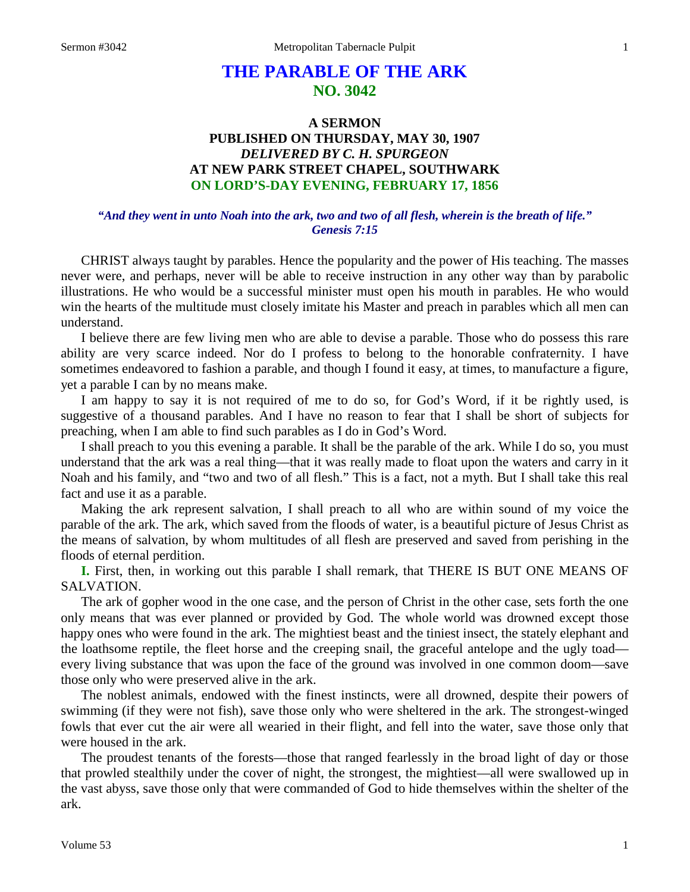# THE PARABLE OF THE ARK
## NO. 3042

### A SERMON
### PUBLISHED ON THURSDAY, MAY 30, 1907
### *DELIVERED BY C. H. SPURGEON*
### AT NEW PARK STREET CHAPEL, SOUTHWARK
### ON LORD'S-DAY EVENING, FEBRUARY 17, 1856

***"And they went in unto Noah into the ark, two and two of all flesh, wherein is the breath of life." Genesis 7:15***

CHRIST always taught by parables. Hence the popularity and the power of His teaching. The masses never were, and perhaps, never will be able to receive instruction in any other way than by parabolic illustrations. He who would be a successful minister must open his mouth in parables. He who would win the hearts of the multitude must closely imitate his Master and preach in parables which all men can understand.

I believe there are few living men who are able to devise a parable. Those who do possess this rare ability are very scarce indeed. Nor do I profess to belong to the honorable confraternity. I have sometimes endeavored to fashion a parable, and though I found it easy, at times, to manufacture a figure, yet a parable I can by no means make.

I am happy to say it is not required of me to do so, for God's Word, if it be rightly used, is suggestive of a thousand parables. And I have no reason to fear that I shall be short of subjects for preaching, when I am able to find such parables as I do in God's Word.

I shall preach to you this evening a parable. It shall be the parable of the ark. While I do so, you must understand that the ark was a real thing—that it was really made to float upon the waters and carry in it Noah and his family, and "two and two of all flesh." This is a fact, not a myth. But I shall take this real fact and use it as a parable.

Making the ark represent salvation, I shall preach to all who are within sound of my voice the parable of the ark. The ark, which saved from the floods of water, is a beautiful picture of Jesus Christ as the means of salvation, by whom multitudes of all flesh are preserved and saved from perishing in the floods of eternal perdition.

**I.** First, then, in working out this parable I shall remark, that THERE IS BUT ONE MEANS OF SALVATION.

The ark of gopher wood in the one case, and the person of Christ in the other case, sets forth the one only means that was ever planned or provided by God. The whole world was drowned except those happy ones who were found in the ark. The mightiest beast and the tiniest insect, the stately elephant and the loathsome reptile, the fleet horse and the creeping snail, the graceful antelope and the ugly toad—every living substance that was upon the face of the ground was involved in one common doom—save those only who were preserved alive in the ark.

The noblest animals, endowed with the finest instincts, were all drowned, despite their powers of swimming (if they were not fish), save those only who were sheltered in the ark. The strongest-winged fowls that ever cut the air were all wearied in their flight, and fell into the water, save those only that were housed in the ark.

The proudest tenants of the forests—those that ranged fearlessly in the broad light of day or those that prowled stealthily under the cover of night, the strongest, the mightiest—all were swallowed up in the vast abyss, save those only that were commanded of God to hide themselves within the shelter of the ark.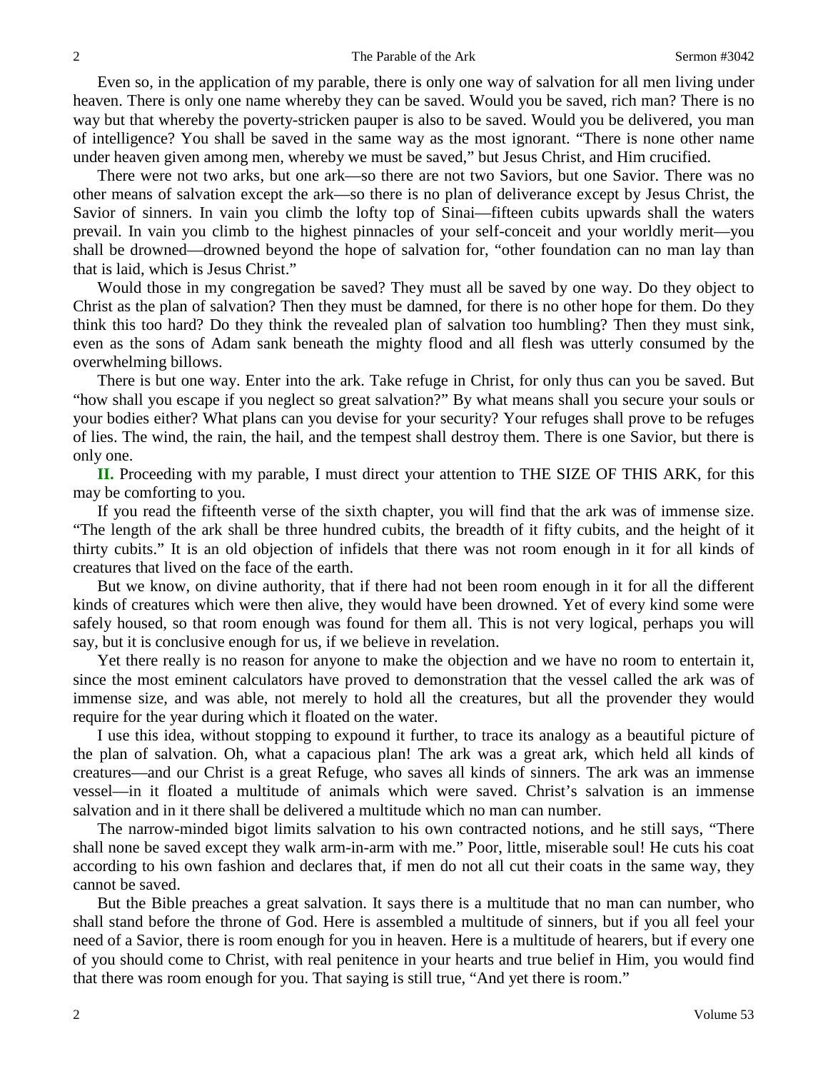Even so, in the application of my parable, there is only one way of salvation for all men living under heaven. There is only one name whereby they can be saved. Would you be saved, rich man? There is no way but that whereby the poverty-stricken pauper is also to be saved. Would you be delivered, you man of intelligence? You shall be saved in the same way as the most ignorant. "There is none other name under heaven given among men, whereby we must be saved," but Jesus Christ, and Him crucified.

There were not two arks, but one ark—so there are not two Saviors, but one Savior. There was no other means of salvation except the ark—so there is no plan of deliverance except by Jesus Christ, the Savior of sinners. In vain you climb the lofty top of Sinai—fifteen cubits upwards shall the waters prevail. In vain you climb to the highest pinnacles of your self-conceit and your worldly merit—you shall be drowned—drowned beyond the hope of salvation for, "other foundation can no man lay than that is laid, which is Jesus Christ."

Would those in my congregation be saved? They must all be saved by one way. Do they object to Christ as the plan of salvation? Then they must be damned, for there is no other hope for them. Do they think this too hard? Do they think the revealed plan of salvation too humbling? Then they must sink, even as the sons of Adam sank beneath the mighty flood and all flesh was utterly consumed by the overwhelming billows.

There is but one way. Enter into the ark. Take refuge in Christ, for only thus can you be saved. But "how shall you escape if you neglect so great salvation?" By what means shall you secure your souls or your bodies either? What plans can you devise for your security? Your refuges shall prove to be refuges of lies. The wind, the rain, the hail, and the tempest shall destroy them. There is one Savior, but there is only one.

**II.** Proceeding with my parable, I must direct your attention to THE SIZE OF THIS ARK, for this may be comforting to you.

If you read the fifteenth verse of the sixth chapter, you will find that the ark was of immense size. "The length of the ark shall be three hundred cubits, the breadth of it fifty cubits, and the height of it thirty cubits." It is an old objection of infidels that there was not room enough in it for all kinds of creatures that lived on the face of the earth.

But we know, on divine authority, that if there had not been room enough in it for all the different kinds of creatures which were then alive, they would have been drowned. Yet of every kind some were safely housed, so that room enough was found for them all. This is not very logical, perhaps you will say, but it is conclusive enough for us, if we believe in revelation.

Yet there really is no reason for anyone to make the objection and we have no room to entertain it, since the most eminent calculators have proved to demonstration that the vessel called the ark was of immense size, and was able, not merely to hold all the creatures, but all the provender they would require for the year during which it floated on the water.

I use this idea, without stopping to expound it further, to trace its analogy as a beautiful picture of the plan of salvation. Oh, what a capacious plan! The ark was a great ark, which held all kinds of creatures—and our Christ is a great Refuge, who saves all kinds of sinners. The ark was an immense vessel—in it floated a multitude of animals which were saved. Christ's salvation is an immense salvation and in it there shall be delivered a multitude which no man can number.

The narrow-minded bigot limits salvation to his own contracted notions, and he still says, "There shall none be saved except they walk arm-in-arm with me." Poor, little, miserable soul! He cuts his coat according to his own fashion and declares that, if men do not all cut their coats in the same way, they cannot be saved.

But the Bible preaches a great salvation. It says there is a multitude that no man can number, who shall stand before the throne of God. Here is assembled a multitude of sinners, but if you all feel your need of a Savior, there is room enough for you in heaven. Here is a multitude of hearers, but if every one of you should come to Christ, with real penitence in your hearts and true belief in Him, you would find that there was room enough for you. That saying is still true, "And yet there is room."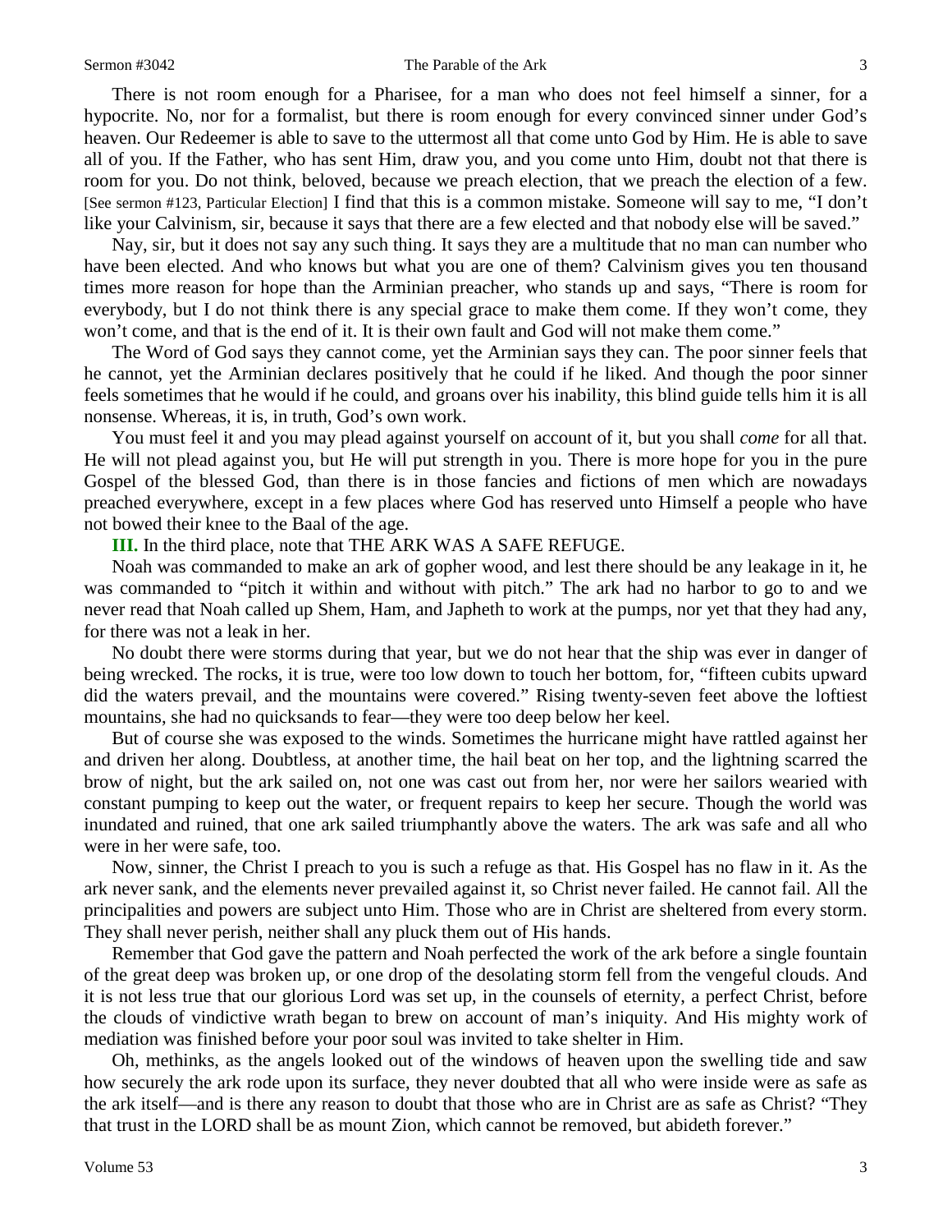There is not room enough for a Pharisee, for a man who does not feel himself a sinner, for a hypocrite. No, nor for a formalist, but there is room enough for every convinced sinner under God's heaven. Our Redeemer is able to save to the uttermost all that come unto God by Him. He is able to save all of you. If the Father, who has sent Him, draw you, and you come unto Him, doubt not that there is room for you. Do not think, beloved, because we preach election, that we preach the election of a few. [See sermon #123, Particular Election] I find that this is a common mistake. Someone will say to me, "I don't like your Calvinism, sir, because it says that there are a few elected and that nobody else will be saved."

Nay, sir, but it does not say any such thing. It says they are a multitude that no man can number who have been elected. And who knows but what you are one of them? Calvinism gives you ten thousand times more reason for hope than the Arminian preacher, who stands up and says, "There is room for everybody, but I do not think there is any special grace to make them come. If they won't come, they won't come, and that is the end of it. It is their own fault and God will not make them come."

The Word of God says they cannot come, yet the Arminian says they can. The poor sinner feels that he cannot, yet the Arminian declares positively that he could if he liked. And though the poor sinner feels sometimes that he would if he could, and groans over his inability, this blind guide tells him it is all nonsense. Whereas, it is, in truth, God's own work.

You must feel it and you may plead against yourself on account of it, but you shall *come* for all that. He will not plead against you, but He will put strength in you. There is more hope for you in the pure Gospel of the blessed God, than there is in those fancies and fictions of men which are nowadays preached everywhere, except in a few places where God has reserved unto Himself a people who have not bowed their knee to the Baal of the age.

**III.** In the third place, note that THE ARK WAS A SAFE REFUGE.

Noah was commanded to make an ark of gopher wood, and lest there should be any leakage in it, he was commanded to "pitch it within and without with pitch." The ark had no harbor to go to and we never read that Noah called up Shem, Ham, and Japheth to work at the pumps, nor yet that they had any, for there was not a leak in her.

No doubt there were storms during that year, but we do not hear that the ship was ever in danger of being wrecked. The rocks, it is true, were too low down to touch her bottom, for, "fifteen cubits upward did the waters prevail, and the mountains were covered." Rising twenty-seven feet above the loftiest mountains, she had no quicksands to fear—they were too deep below her keel.

But of course she was exposed to the winds. Sometimes the hurricane might have rattled against her and driven her along. Doubtless, at another time, the hail beat on her top, and the lightning scarred the brow of night, but the ark sailed on, not one was cast out from her, nor were her sailors wearied with constant pumping to keep out the water, or frequent repairs to keep her secure. Though the world was inundated and ruined, that one ark sailed triumphantly above the waters. The ark was safe and all who were in her were safe, too.

Now, sinner, the Christ I preach to you is such a refuge as that. His Gospel has no flaw in it. As the ark never sank, and the elements never prevailed against it, so Christ never failed. He cannot fail. All the principalities and powers are subject unto Him. Those who are in Christ are sheltered from every storm. They shall never perish, neither shall any pluck them out of His hands.

Remember that God gave the pattern and Noah perfected the work of the ark before a single fountain of the great deep was broken up, or one drop of the desolating storm fell from the vengeful clouds. And it is not less true that our glorious Lord was set up, in the counsels of eternity, a perfect Christ, before the clouds of vindictive wrath began to brew on account of man's iniquity. And His mighty work of mediation was finished before your poor soul was invited to take shelter in Him.

Oh, methinks, as the angels looked out of the windows of heaven upon the swelling tide and saw how securely the ark rode upon its surface, they never doubted that all who were inside were as safe as the ark itself—and is there any reason to doubt that those who are in Christ are as safe as Christ? "They that trust in the LORD shall be as mount Zion, which cannot be removed, but abideth forever."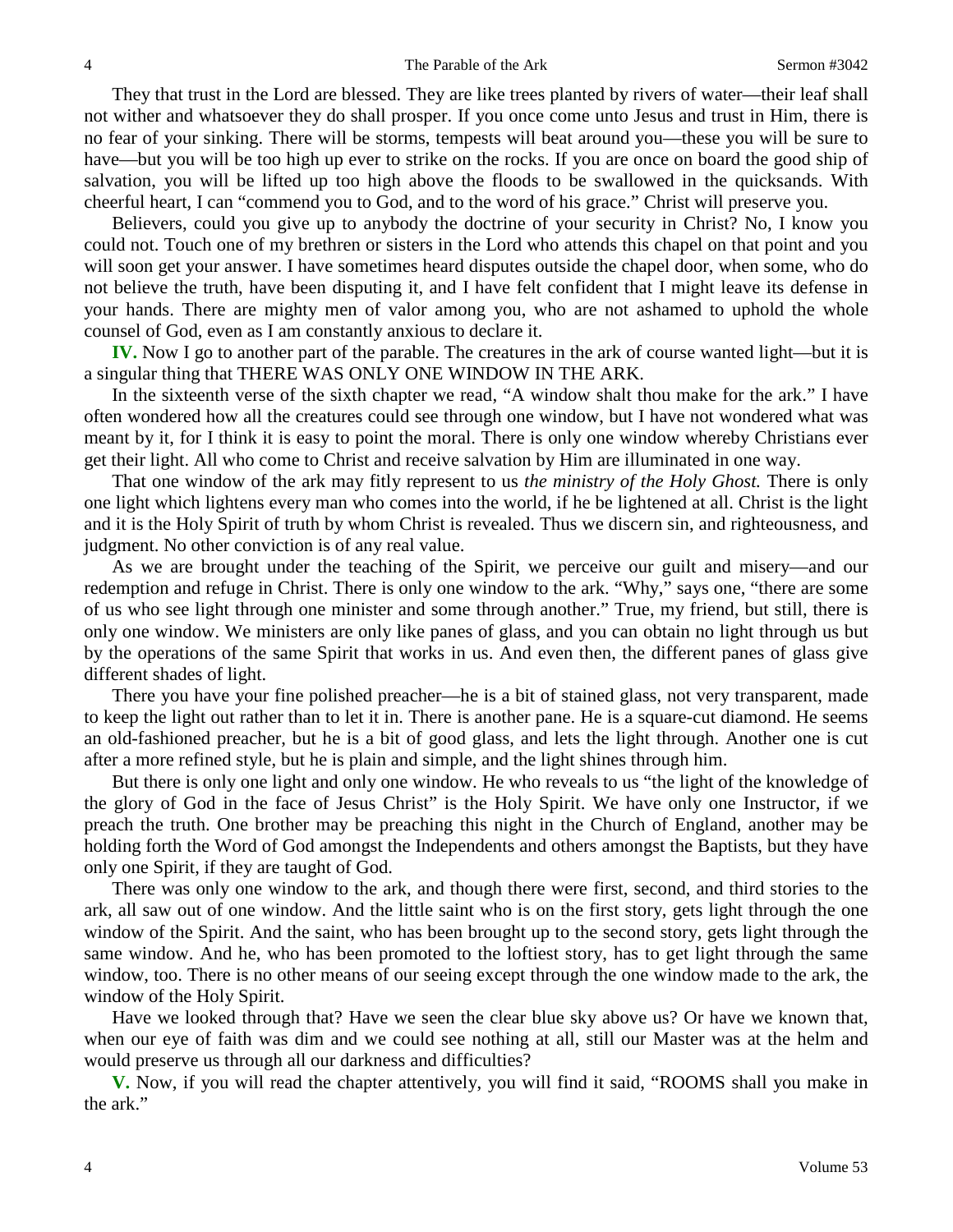They that trust in the Lord are blessed. They are like trees planted by rivers of water—their leaf shall not wither and whatsoever they do shall prosper. If you once come unto Jesus and trust in Him, there is no fear of your sinking. There will be storms, tempests will beat around you—these you will be sure to have—but you will be too high up ever to strike on the rocks. If you are once on board the good ship of salvation, you will be lifted up too high above the floods to be swallowed in the quicksands. With cheerful heart, I can "commend you to God, and to the word of his grace." Christ will preserve you.

Believers, could you give up to anybody the doctrine of your security in Christ? No, I know you could not. Touch one of my brethren or sisters in the Lord who attends this chapel on that point and you will soon get your answer. I have sometimes heard disputes outside the chapel door, when some, who do not believe the truth, have been disputing it, and I have felt confident that I might leave its defense in your hands. There are mighty men of valor among you, who are not ashamed to uphold the whole counsel of God, even as I am constantly anxious to declare it.

**IV.** Now I go to another part of the parable. The creatures in the ark of course wanted light—but it is a singular thing that THERE WAS ONLY ONE WINDOW IN THE ARK.

In the sixteenth verse of the sixth chapter we read, "A window shalt thou make for the ark." I have often wondered how all the creatures could see through one window, but I have not wondered what was meant by it, for I think it is easy to point the moral. There is only one window whereby Christians ever get their light. All who come to Christ and receive salvation by Him are illuminated in one way.

That one window of the ark may fitly represent to us *the ministry of the Holy Ghost.* There is only one light which lightens every man who comes into the world, if he be lightened at all. Christ is the light and it is the Holy Spirit of truth by whom Christ is revealed. Thus we discern sin, and righteousness, and judgment. No other conviction is of any real value.

As we are brought under the teaching of the Spirit, we perceive our guilt and misery—and our redemption and refuge in Christ. There is only one window to the ark. "Why," says one, "there are some of us who see light through one minister and some through another." True, my friend, but still, there is only one window. We ministers are only like panes of glass, and you can obtain no light through us but by the operations of the same Spirit that works in us. And even then, the different panes of glass give different shades of light.

There you have your fine polished preacher—he is a bit of stained glass, not very transparent, made to keep the light out rather than to let it in. There is another pane. He is a square-cut diamond. He seems an old-fashioned preacher, but he is a bit of good glass, and lets the light through. Another one is cut after a more refined style, but he is plain and simple, and the light shines through him.

But there is only one light and only one window. He who reveals to us "the light of the knowledge of the glory of God in the face of Jesus Christ" is the Holy Spirit. We have only one Instructor, if we preach the truth. One brother may be preaching this night in the Church of England, another may be holding forth the Word of God amongst the Independents and others amongst the Baptists, but they have only one Spirit, if they are taught of God.

There was only one window to the ark, and though there were first, second, and third stories to the ark, all saw out of one window. And the little saint who is on the first story, gets light through the one window of the Spirit. And the saint, who has been brought up to the second story, gets light through the same window. And he, who has been promoted to the loftiest story, has to get light through the same window, too. There is no other means of our seeing except through the one window made to the ark, the window of the Holy Spirit.

Have we looked through that? Have we seen the clear blue sky above us? Or have we known that, when our eye of faith was dim and we could see nothing at all, still our Master was at the helm and would preserve us through all our darkness and difficulties?

**V.** Now, if you will read the chapter attentively, you will find it said, "ROOMS shall you make in the ark."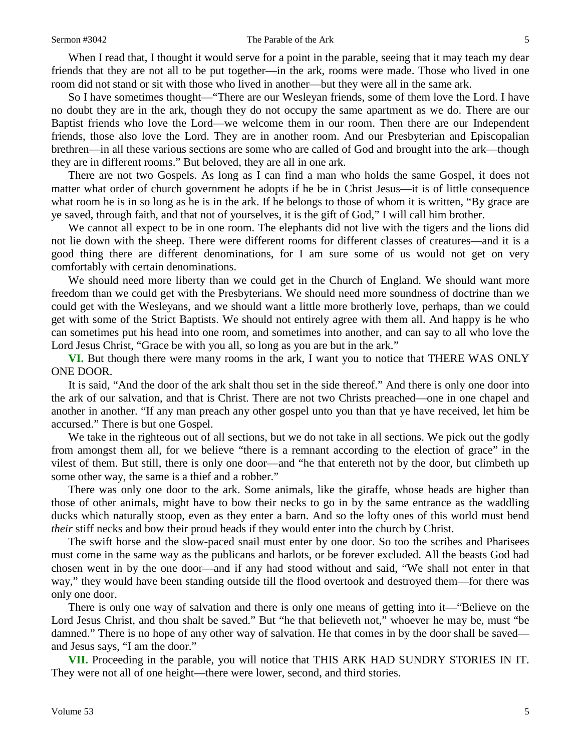When I read that, I thought it would serve for a point in the parable, seeing that it may teach my dear friends that they are not all to be put together—in the ark, rooms were made. Those who lived in one room did not stand or sit with those who lived in another—but they were all in the same ark.

So I have sometimes thought—"There are our Wesleyan friends, some of them love the Lord. I have no doubt they are in the ark, though they do not occupy the same apartment as we do. There are our Baptist friends who love the Lord—we welcome them in our room. Then there are our Independent friends, those also love the Lord. They are in another room. And our Presbyterian and Episcopalian brethren—in all these various sections are some who are called of God and brought into the ark—though they are in different rooms." But beloved, they are all in one ark.

There are not two Gospels. As long as I can find a man who holds the same Gospel, it does not matter what order of church government he adopts if he be in Christ Jesus—it is of little consequence what room he is in so long as he is in the ark. If he belongs to those of whom it is written, "By grace are ye saved, through faith, and that not of yourselves, it is the gift of God," I will call him brother.

We cannot all expect to be in one room. The elephants did not live with the tigers and the lions did not lie down with the sheep. There were different rooms for different classes of creatures—and it is a good thing there are different denominations, for I am sure some of us would not get on very comfortably with certain denominations.

We should need more liberty than we could get in the Church of England. We should want more freedom than we could get with the Presbyterians. We should need more soundness of doctrine than we could get with the Wesleyans, and we should want a little more brotherly love, perhaps, than we could get with some of the Strict Baptists. We should not entirely agree with them all. And happy is he who can sometimes put his head into one room, and sometimes into another, and can say to all who love the Lord Jesus Christ, "Grace be with you all, so long as you are but in the ark."

**VI.** But though there were many rooms in the ark, I want you to notice that THERE WAS ONLY ONE DOOR.

It is said, "And the door of the ark shalt thou set in the side thereof." And there is only one door into the ark of our salvation, and that is Christ. There are not two Christs preached—one in one chapel and another in another. "If any man preach any other gospel unto you than that ye have received, let him be accursed." There is but one Gospel.

We take in the righteous out of all sections, but we do not take in all sections. We pick out the godly from amongst them all, for we believe "there is a remnant according to the election of grace" in the vilest of them. But still, there is only one door—and "he that entereth not by the door, but climbeth up some other way, the same is a thief and a robber."

There was only one door to the ark. Some animals, like the giraffe, whose heads are higher than those of other animals, might have to bow their necks to go in by the same entrance as the waddling ducks which naturally stoop, even as they enter a barn. And so the lofty ones of this world must bend *their* stiff necks and bow their proud heads if they would enter into the church by Christ.

The swift horse and the slow-paced snail must enter by one door. So too the scribes and Pharisees must come in the same way as the publicans and harlots, or be forever excluded. All the beasts God had chosen went in by the one door—and if any had stood without and said, "We shall not enter in that way," they would have been standing outside till the flood overtook and destroyed them—for there was only one door.

There is only one way of salvation and there is only one means of getting into it—"Believe on the Lord Jesus Christ, and thou shalt be saved." But "he that believeth not," whoever he may be, must "be damned." There is no hope of any other way of salvation. He that comes in by the door shall be saved—and Jesus says, "I am the door."

**VII.** Proceeding in the parable, you will notice that THIS ARK HAD SUNDRY STORIES IN IT. They were not all of one height—there were lower, second, and third stories.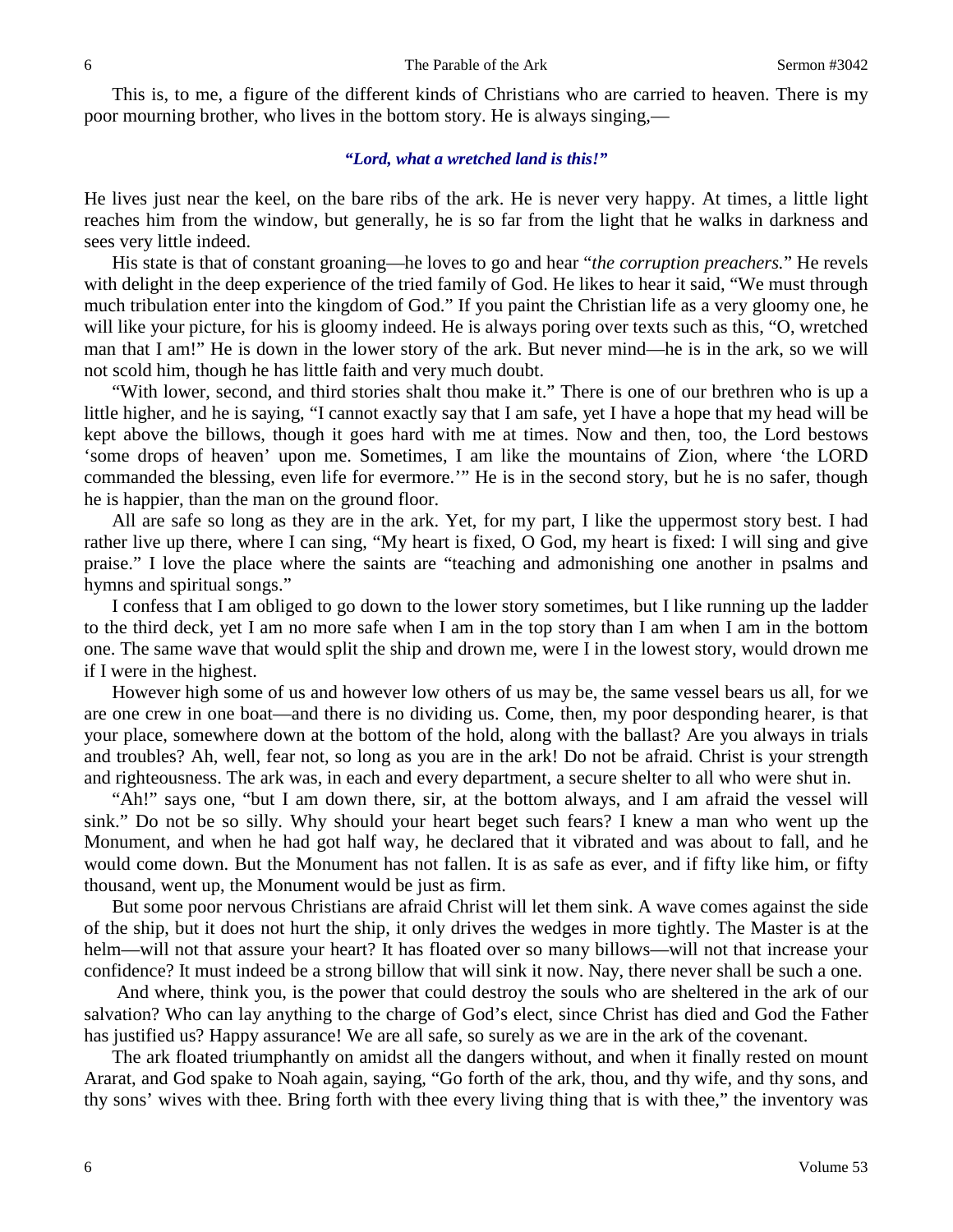This is, to me, a figure of the different kinds of Christians who are carried to heaven. There is my poor mourning brother, who lives in the bottom story. He is always singing,—

***"Lord, what a wretched land is this!"***

He lives just near the keel, on the bare ribs of the ark. He is never very happy. At times, a little light reaches him from the window, but generally, he is so far from the light that he walks in darkness and sees very little indeed.

His state is that of constant groaning—he loves to go and hear "*the corruption preachers.*" He revels with delight in the deep experience of the tried family of God. He likes to hear it said, "We must through much tribulation enter into the kingdom of God." If you paint the Christian life as a very gloomy one, he will like your picture, for his is gloomy indeed. He is always poring over texts such as this, "O, wretched man that I am!" He is down in the lower story of the ark. But never mind—he is in the ark, so we will not scold him, though he has little faith and very much doubt.

"With lower, second, and third stories shalt thou make it." There is one of our brethren who is up a little higher, and he is saying, "I cannot exactly say that I am safe, yet I have a hope that my head will be kept above the billows, though it goes hard with me at times. Now and then, too, the Lord bestows 'some drops of heaven' upon me. Sometimes, I am like the mountains of Zion, where 'the LORD commanded the blessing, even life for evermore.'" He is in the second story, but he is no safer, though he is happier, than the man on the ground floor.

All are safe so long as they are in the ark. Yet, for my part, I like the uppermost story best. I had rather live up there, where I can sing, "My heart is fixed, O God, my heart is fixed: I will sing and give praise." I love the place where the saints are "teaching and admonishing one another in psalms and hymns and spiritual songs."

I confess that I am obliged to go down to the lower story sometimes, but I like running up the ladder to the third deck, yet I am no more safe when I am in the top story than I am when I am in the bottom one. The same wave that would split the ship and drown me, were I in the lowest story, would drown me if I were in the highest.

However high some of us and however low others of us may be, the same vessel bears us all, for we are one crew in one boat—and there is no dividing us. Come, then, my poor desponding hearer, is that your place, somewhere down at the bottom of the hold, along with the ballast? Are you always in trials and troubles? Ah, well, fear not, so long as you are in the ark! Do not be afraid. Christ is your strength and righteousness. The ark was, in each and every department, a secure shelter to all who were shut in.

"Ah!" says one, "but I am down there, sir, at the bottom always, and I am afraid the vessel will sink." Do not be so silly. Why should your heart beget such fears? I knew a man who went up the Monument, and when he had got half way, he declared that it vibrated and was about to fall, and he would come down. But the Monument has not fallen. It is as safe as ever, and if fifty like him, or fifty thousand, went up, the Monument would be just as firm.

But some poor nervous Christians are afraid Christ will let them sink. A wave comes against the side of the ship, but it does not hurt the ship, it only drives the wedges in more tightly. The Master is at the helm—will not that assure your heart? It has floated over so many billows—will not that increase your confidence? It must indeed be a strong billow that will sink it now. Nay, there never shall be such a one.

And where, think you, is the power that could destroy the souls who are sheltered in the ark of our salvation? Who can lay anything to the charge of God's elect, since Christ has died and God the Father has justified us? Happy assurance! We are all safe, so surely as we are in the ark of the covenant.

The ark floated triumphantly on amidst all the dangers without, and when it finally rested on mount Ararat, and God spake to Noah again, saying, "Go forth of the ark, thou, and thy wife, and thy sons, and thy sons' wives with thee. Bring forth with thee every living thing that is with thee," the inventory was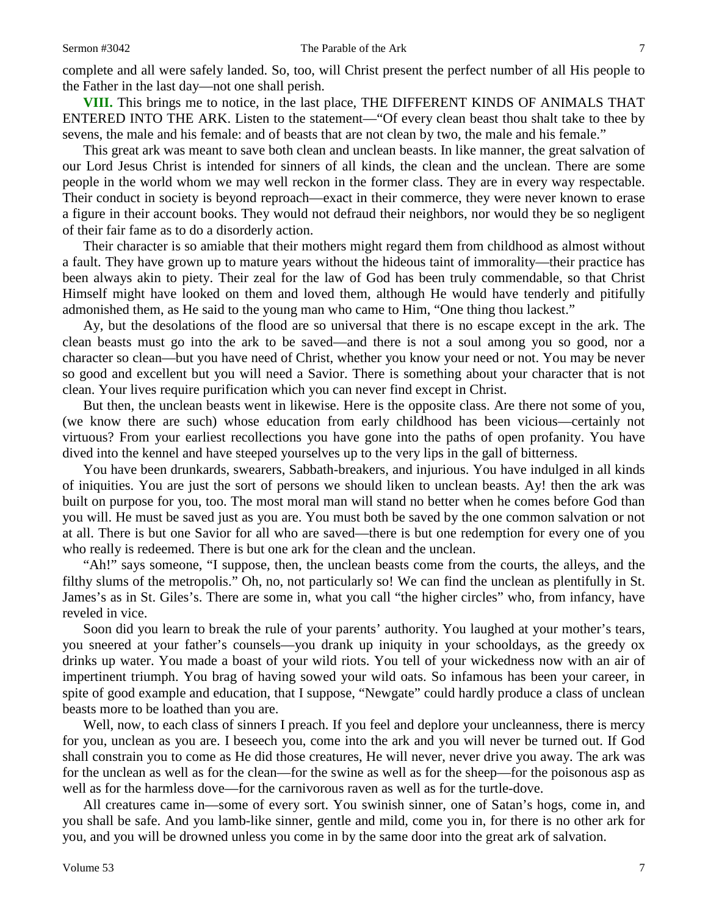complete and all were safely landed. So, too, will Christ present the perfect number of all His people to the Father in the last day—not one shall perish.

**VIII.** This brings me to notice, in the last place, THE DIFFERENT KINDS OF ANIMALS THAT ENTERED INTO THE ARK. Listen to the statement—"Of every clean beast thou shalt take to thee by sevens, the male and his female: and of beasts that are not clean by two, the male and his female."

This great ark was meant to save both clean and unclean beasts. In like manner, the great salvation of our Lord Jesus Christ is intended for sinners of all kinds, the clean and the unclean. There are some people in the world whom we may well reckon in the former class. They are in every way respectable. Their conduct in society is beyond reproach—exact in their commerce, they were never known to erase a figure in their account books. They would not defraud their neighbors, nor would they be so negligent of their fair fame as to do a disorderly action.

Their character is so amiable that their mothers might regard them from childhood as almost without a fault. They have grown up to mature years without the hideous taint of immorality—their practice has been always akin to piety. Their zeal for the law of God has been truly commendable, so that Christ Himself might have looked on them and loved them, although He would have tenderly and pitifully admonished them, as He said to the young man who came to Him, "One thing thou lackest."

Ay, but the desolations of the flood are so universal that there is no escape except in the ark. The clean beasts must go into the ark to be saved—and there is not a soul among you so good, nor a character so clean—but you have need of Christ, whether you know your need or not. You may be never so good and excellent but you will need a Savior. There is something about your character that is not clean. Your lives require purification which you can never find except in Christ.

But then, the unclean beasts went in likewise. Here is the opposite class. Are there not some of you, (we know there are such) whose education from early childhood has been vicious—certainly not virtuous? From your earliest recollections you have gone into the paths of open profanity. You have dived into the kennel and have steeped yourselves up to the very lips in the gall of bitterness.

You have been drunkards, swearers, Sabbath-breakers, and injurious. You have indulged in all kinds of iniquities. You are just the sort of persons we should liken to unclean beasts. Ay! then the ark was built on purpose for you, too. The most moral man will stand no better when he comes before God than you will. He must be saved just as you are. You must both be saved by the one common salvation or not at all. There is but one Savior for all who are saved—there is but one redemption for every one of you who really is redeemed. There is but one ark for the clean and the unclean.

"Ah!" says someone, "I suppose, then, the unclean beasts come from the courts, the alleys, and the filthy slums of the metropolis." Oh, no, not particularly so! We can find the unclean as plentifully in St. James's as in St. Giles's. There are some in, what you call "the higher circles" who, from infancy, have reveled in vice.

Soon did you learn to break the rule of your parents' authority. You laughed at your mother's tears, you sneered at your father's counsels—you drank up iniquity in your schooldays, as the greedy ox drinks up water. You made a boast of your wild riots. You tell of your wickedness now with an air of impertinent triumph. You brag of having sowed your wild oats. So infamous has been your career, in spite of good example and education, that I suppose, "Newgate" could hardly produce a class of unclean beasts more to be loathed than you are.

Well, now, to each class of sinners I preach. If you feel and deplore your uncleanness, there is mercy for you, unclean as you are. I beseech you, come into the ark and you will never be turned out. If God shall constrain you to come as He did those creatures, He will never, never drive you away. The ark was for the unclean as well as for the clean—for the swine as well as for the sheep—for the poisonous asp as well as for the harmless dove—for the carnivorous raven as well as for the turtle-dove.

All creatures came in—some of every sort. You swinish sinner, one of Satan's hogs, come in, and you shall be safe. And you lamb-like sinner, gentle and mild, come you in, for there is no other ark for you, and you will be drowned unless you come in by the same door into the great ark of salvation.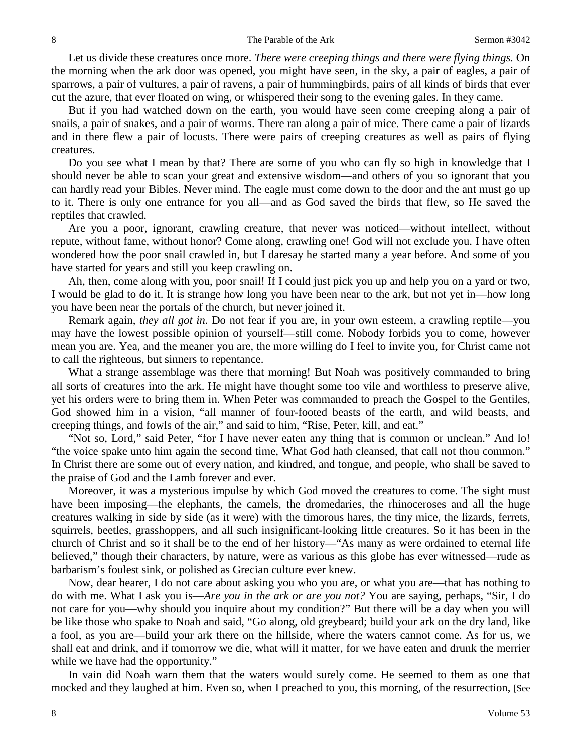Let us divide these creatures once more. *There were creeping things and there were flying things.* On the morning when the ark door was opened, you might have seen, in the sky, a pair of eagles, a pair of sparrows, a pair of vultures, a pair of ravens, a pair of hummingbirds, pairs of all kinds of birds that ever cut the azure, that ever floated on wing, or whispered their song to the evening gales. In they came.

But if you had watched down on the earth, you would have seen come creeping along a pair of snails, a pair of snakes, and a pair of worms. There ran along a pair of mice. There came a pair of lizards and in there flew a pair of locusts. There were pairs of creeping creatures as well as pairs of flying creatures.

Do you see what I mean by that? There are some of you who can fly so high in knowledge that I should never be able to scan your great and extensive wisdom—and others of you so ignorant that you can hardly read your Bibles. Never mind. The eagle must come down to the door and the ant must go up to it. There is only one entrance for you all—and as God saved the birds that flew, so He saved the reptiles that crawled.

Are you a poor, ignorant, crawling creature, that never was noticed—without intellect, without repute, without fame, without honor? Come along, crawling one! God will not exclude you. I have often wondered how the poor snail crawled in, but I daresay he started many a year before. And some of you have started for years and still you keep crawling on.

Ah, then, come along with you, poor snail! If I could just pick you up and help you on a yard or two, I would be glad to do it. It is strange how long you have been near to the ark, but not yet in—how long you have been near the portals of the church, but never joined it.

Remark again, *they all got in.* Do not fear if you are, in your own esteem, a crawling reptile—you may have the lowest possible opinion of yourself—still come. Nobody forbids you to come, however mean you are. Yea, and the meaner you are, the more willing do I feel to invite you, for Christ came not to call the righteous, but sinners to repentance.

What a strange assemblage was there that morning! But Noah was positively commanded to bring all sorts of creatures into the ark. He might have thought some too vile and worthless to preserve alive, yet his orders were to bring them in. When Peter was commanded to preach the Gospel to the Gentiles, God showed him in a vision, "all manner of four-footed beasts of the earth, and wild beasts, and creeping things, and fowls of the air," and said to him, "Rise, Peter, kill, and eat."

"Not so, Lord," said Peter, "for I have never eaten any thing that is common or unclean." And lo! "the voice spake unto him again the second time, What God hath cleansed, that call not thou common." In Christ there are some out of every nation, and kindred, and tongue, and people, who shall be saved to the praise of God and the Lamb forever and ever.

Moreover, it was a mysterious impulse by which God moved the creatures to come. The sight must have been imposing—the elephants, the camels, the dromedaries, the rhinoceroses and all the huge creatures walking in side by side (as it were) with the timorous hares, the tiny mice, the lizards, ferrets, squirrels, beetles, grasshoppers, and all such insignificant-looking little creatures. So it has been in the church of Christ and so it shall be to the end of her history—"As many as were ordained to eternal life believed," though their characters, by nature, were as various as this globe has ever witnessed—rude as barbarism's foulest sink, or polished as Grecian culture ever knew.

Now, dear hearer, I do not care about asking you who you are, or what you are—that has nothing to do with me. What I ask you is—*Are you in the ark or are you not?* You are saying, perhaps, "Sir, I do not care for you—why should you inquire about my condition?" But there will be a day when you will be like those who spake to Noah and said, "Go along, old greybeard; build your ark on the dry land, like a fool, as you are—build your ark there on the hillside, where the waters cannot come. As for us, we shall eat and drink, and if tomorrow we die, what will it matter, for we have eaten and drunk the merrier while we have had the opportunity."

In vain did Noah warn them that the waters would surely come. He seemed to them as one that mocked and they laughed at him. Even so, when I preached to you, this morning, of the resurrection, [See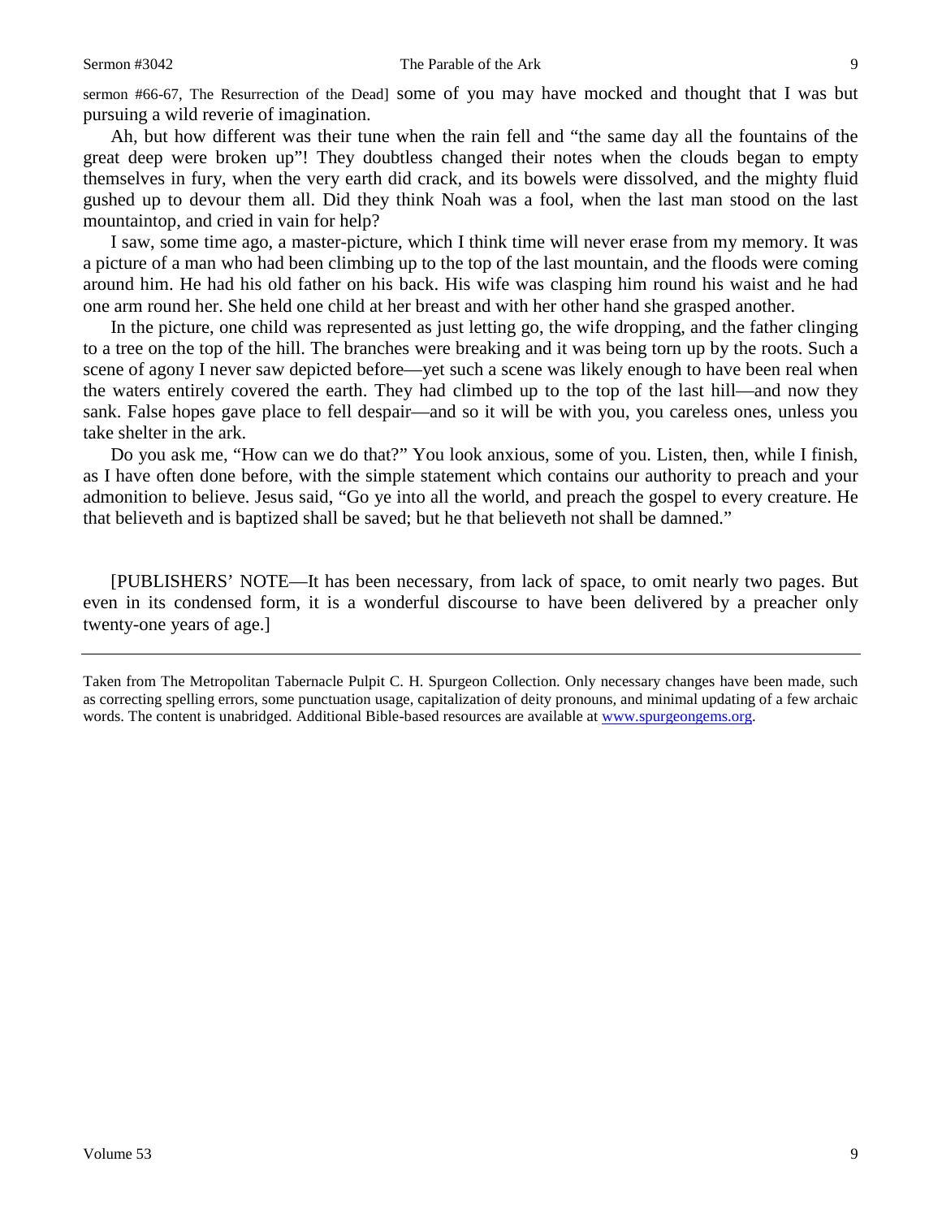sermon #66-67, The Resurrection of the Dead] some of you may have mocked and thought that I was but pursuing a wild reverie of imagination.

Ah, but how different was their tune when the rain fell and "the same day all the fountains of the great deep were broken up"! They doubtless changed their notes when the clouds began to empty themselves in fury, when the very earth did crack, and its bowels were dissolved, and the mighty fluid gushed up to devour them all. Did they think Noah was a fool, when the last man stood on the last mountaintop, and cried in vain for help?

I saw, some time ago, a master-picture, which I think time will never erase from my memory. It was a picture of a man who had been climbing up to the top of the last mountain, and the floods were coming around him. He had his old father on his back. His wife was clasping him round his waist and he had one arm round her. She held one child at her breast and with her other hand she grasped another.

In the picture, one child was represented as just letting go, the wife dropping, and the father clinging to a tree on the top of the hill. The branches were breaking and it was being torn up by the roots. Such a scene of agony I never saw depicted before—yet such a scene was likely enough to have been real when the waters entirely covered the earth. They had climbed up to the top of the last hill—and now they sank. False hopes gave place to fell despair—and so it will be with you, you careless ones, unless you take shelter in the ark.

Do you ask me, "How can we do that?" You look anxious, some of you. Listen, then, while I finish, as I have often done before, with the simple statement which contains our authority to preach and your admonition to believe. Jesus said, "Go ye into all the world, and preach the gospel to every creature. He that believeth and is baptized shall be saved; but he that believeth not shall be damned."

[PUBLISHERS' NOTE—It has been necessary, from lack of space, to omit nearly two pages. But even in its condensed form, it is a wonderful discourse to have been delivered by a preacher only twenty-one years of age.]

---

Taken from The Metropolitan Tabernacle Pulpit C. H. Spurgeon Collection. Only necessary changes have been made, such as correcting spelling errors, some punctuation usage, capitalization of deity pronouns, and minimal updating of a few archaic words. The content is unabridged. Additional Bible-based resources are available at www.spurgeongems.org.